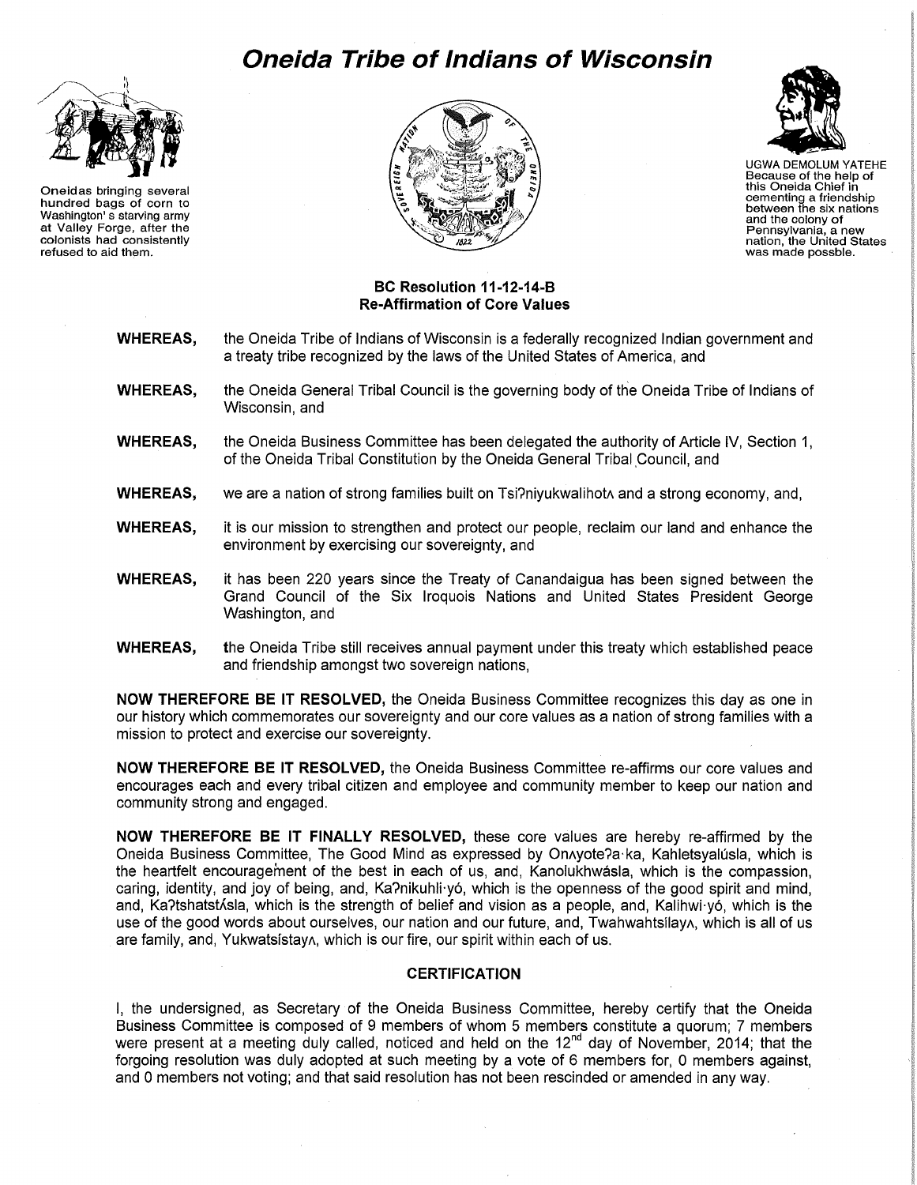# Oneida Tribe of Indians of Wisconsin

Oneidas bringing several hundred bags of corn to Washington's starving army at Valley Forge, after the colonists had consistently refused to aid them.

UGWA DEMOLUM YATEHE
Because of the help of this Oneida Chief in cementing a friendship between the six nations and the colony of Pennsylvania, a new nation, the United States was made possble.

**BC Resolution 11-12-14-B**
**Re-Affirmation of Core Values**

**WHEREAS,** the Oneida Tribe of Indians of Wisconsin is a federally recognized Indian government and a treaty tribe recognized by the laws of the United States of America, and

**WHEREAS,** the Oneida General Tribal Council is the governing body of the Oneida Tribe of Indians of Wisconsin, and

**WHEREAS,** the Oneida Business Committee has been delegated the authority of Article IV, Section 1, of the Oneida Tribal Constitution by the Oneida General Tribal Council, and

**WHEREAS,** we are a nation of strong families built on Tsiʔniyukwalihotʌ and a strong economy, and,

**WHEREAS,** it is our mission to strengthen and protect our people, reclaim our land and enhance the environment by exercising our sovereignty, and

**WHEREAS,** it has been 220 years since the Treaty of Canandaigua has been signed between the Grand Council of the Six Iroquois Nations and United States President George Washington, and

**WHEREAS,** the Oneida Tribe still receives annual payment under this treaty which established peace and friendship amongst two sovereign nations,

**NOW THEREFORE BE IT RESOLVED,** the Oneida Business Committee recognizes this day as one in our history which commemorates our sovereignty and our core values as a nation of strong families with a mission to protect and exercise our sovereignty.

**NOW THEREFORE BE IT RESOLVED,** the Oneida Business Committee re-affirms our core values and encourages each and every tribal citizen and employee and community member to keep our nation and community strong and engaged.

**NOW THEREFORE BE IT FINALLY RESOLVED,** these core values are hereby re-affirmed by the Oneida Business Committee, The Good Mind as expressed by Onʌyoteʔa·ka, Kahletsyalúsla, which is the heartfelt encouragement of the best in each of us, and, Kanolukhwásla, which is the compassion, caring, identity, and joy of being, and, Kaʔnikuhli·yó, which is the openness of the good spirit and mind, and, Kaʔtshatstʌ́sla, which is the strength of belief and vision as a people, and, Kalihwi·yó, which is the use of the good words about ourselves, our nation and our future, and, Twahwahtsilayʌ, which is all of us are family, and, Yukwatsístayʌ, which is our fire, our spirit within each of us.

## CERTIFICATION

I, the undersigned, as Secretary of the Oneida Business Committee, hereby certify that the Oneida Business Committee is composed of 9 members of whom 5 members constitute a quorum; 7 members were present at a meeting duly called, noticed and held on the 12nd day of November, 2014; that the forgoing resolution was duly adopted at such meeting by a vote of 6 members for, 0 members against, and 0 members not voting; and that said resolution has not been rescinded or amended in any way.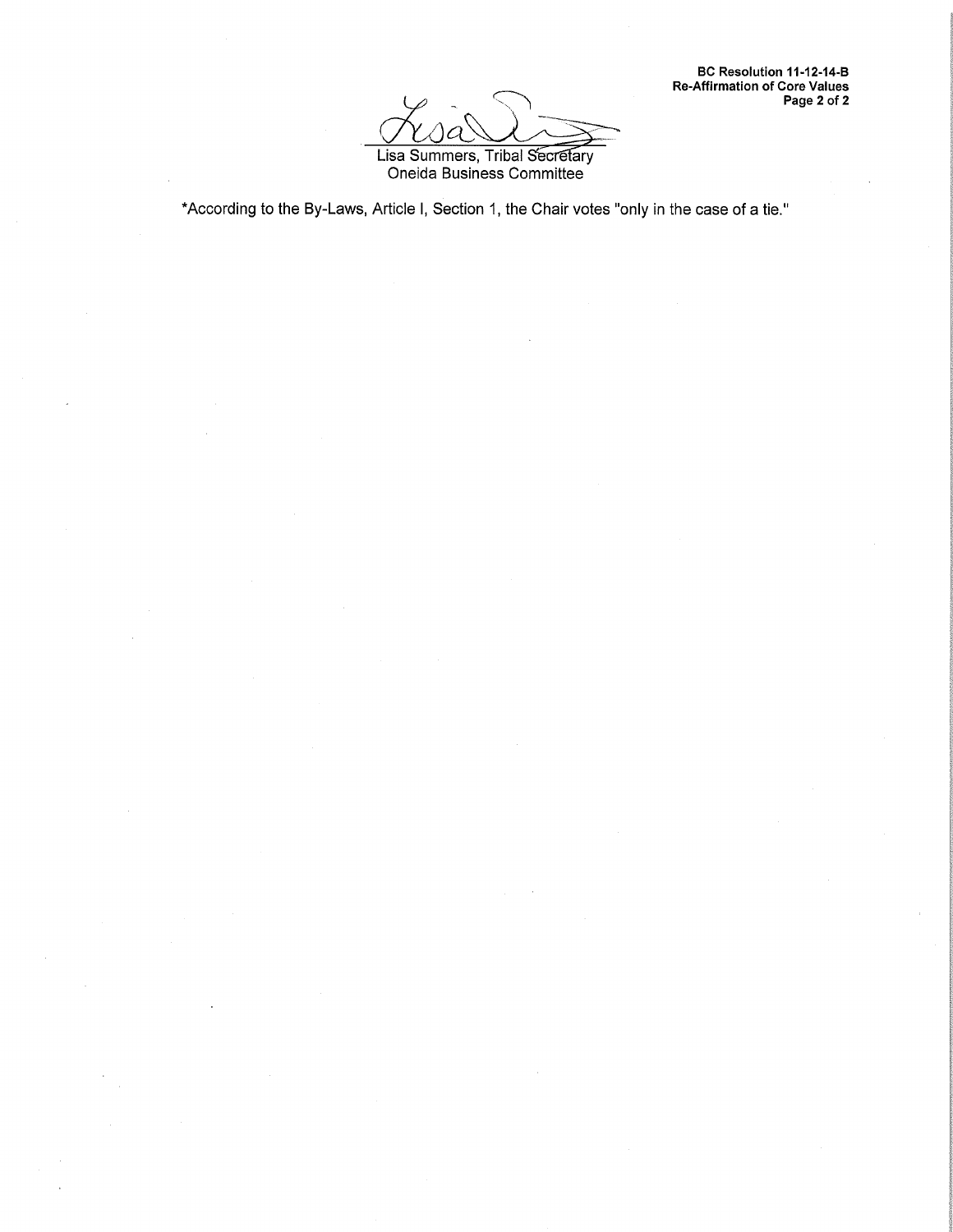Lisa Summers, Tribal Secretary
Oneida Business Committee

*According to the By-Laws, Article I, Section 1, the Chair votes "only in the case of a tie."